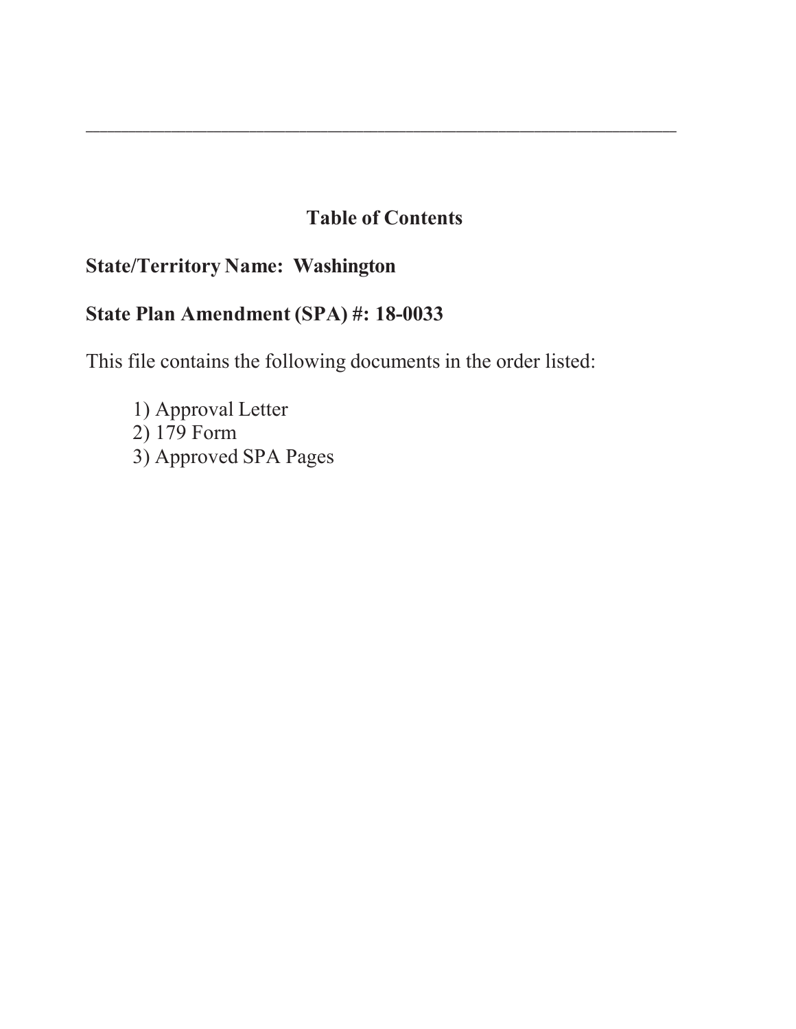---

## Table of Contents

**State/Territory Name: Washington**

**State Plan Amendment (SPA) #: 18-0033**

This file contains the following documents in the order listed:

1) Approval Letter
2) 179 Form
3) Approved SPA Pages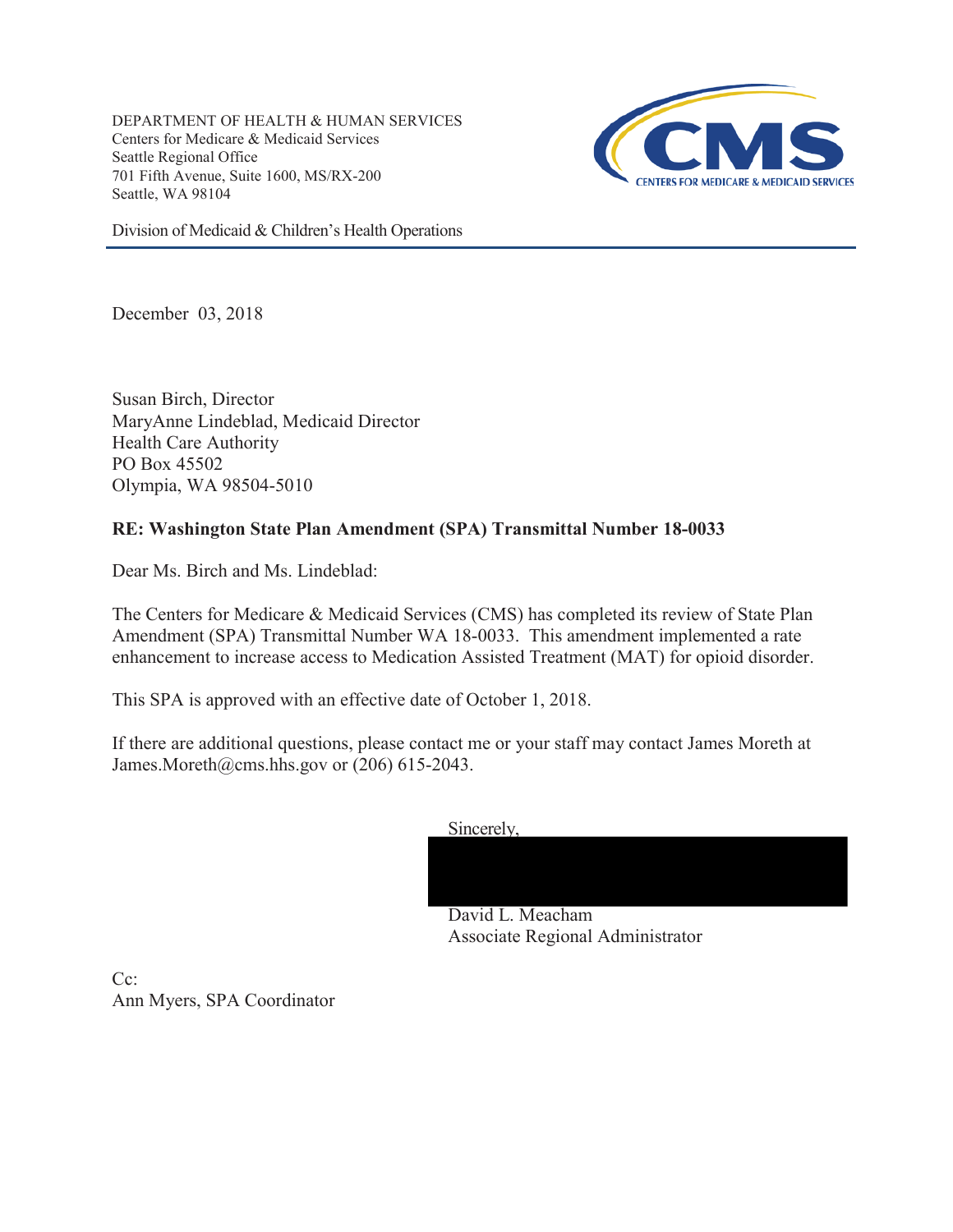DEPARTMENT OF HEALTH & HUMAN SERVICES
Centers for Medicare & Medicaid Services
Seattle Regional Office
701 Fifth Avenue, Suite 1600, MS/RX-200
Seattle, WA 98104

Division of Medicaid & Children's Health Operations

December 03, 2018

Susan Birch, Director
MaryAnne Lindeblad, Medicaid Director
Health Care Authority
PO Box 45502
Olympia, WA 98504-5010

**RE: Washington State Plan Amendment (SPA) Transmittal Number 18-0033**

Dear Ms. Birch and Ms. Lindeblad:

The Centers for Medicare & Medicaid Services (CMS) has completed its review of State Plan Amendment (SPA) Transmittal Number WA 18-0033. This amendment implemented a rate enhancement to increase access to Medication Assisted Treatment (MAT) for opioid disorder.

This SPA is approved with an effective date of October 1, 2018.

If there are additional questions, please contact me or your staff may contact James Moreth at James.Moreth@cms.hhs.gov or (206) 615-2043.

Sincerely,

David L. Meacham
Associate Regional Administrator

Cc:
Ann Myers, SPA Coordinator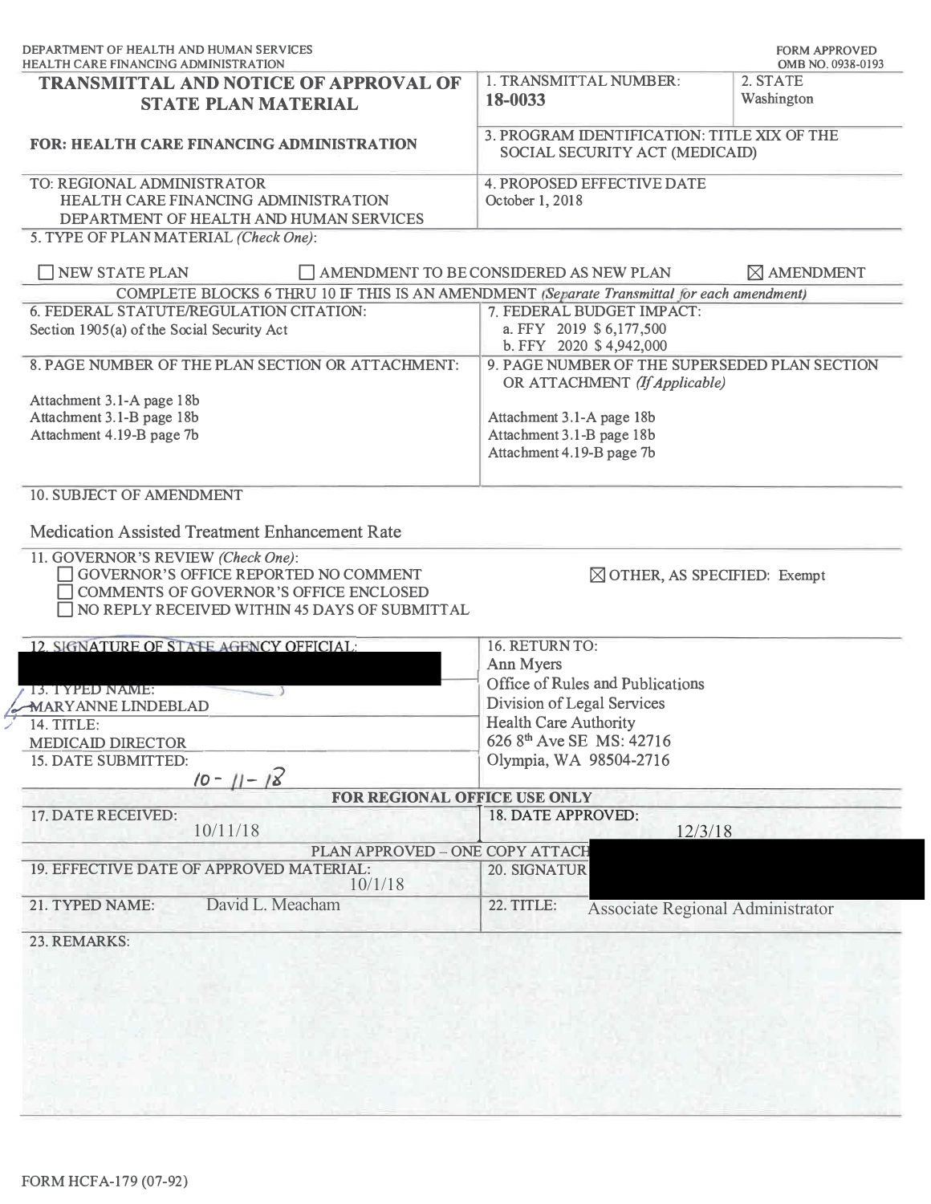DEPARTMENT OF HEALTH AND HUMAN SERVICES
HEALTH CARE FINANCING ADMINISTRATION

FORM APPROVED
OMB NO. 0938-0193

# TRANSMITTAL AND NOTICE OF APPROVAL OF STATE PLAN MATERIAL

**FOR: HEALTH CARE FINANCING ADMINISTRATION**

| | |
|---|---|
| 1. TRANSMITTAL NUMBER: **18-0033** | 2. STATE Washington |
| 3. PROGRAM IDENTIFICATION: TITLE XIX OF THE SOCIAL SECURITY ACT (MEDICAID) | |

TO: REGIONAL ADMINISTRATOR
HEALTH CARE FINANCING ADMINISTRATION
DEPARTMENT OF HEALTH AND HUMAN SERVICES

4. PROPOSED EFFECTIVE DATE
October 1, 2018

5. TYPE OF PLAN MATERIAL *(Check One)*:

☐ NEW STATE PLAN ☐ AMENDMENT TO BE CONSIDERED AS NEW PLAN ☒ AMENDMENT

COMPLETE BLOCKS 6 THRU 10 IF THIS IS AN AMENDMENT *(Separate Transmittal for each amendment)*

| 6. FEDERAL STATUTE/REGULATION CITATION: | 7. FEDERAL BUDGET IMPACT: |
|---|---|
| Section 1905(a) of the Social Security Act | a. FFY 2019 $ 6,177,500<br>b. FFY 2020 $ 4,942,000 |
| 8. PAGE NUMBER OF THE PLAN SECTION OR ATTACHMENT: | 9. PAGE NUMBER OF THE SUPERSEDED PLAN SECTION OR ATTACHMENT *(If Applicable)* |
| Attachment 3.1-A page 18b<br>Attachment 3.1-B page 18b<br>Attachment 4.19-B page 7b | Attachment 3.1-A page 18b<br>Attachment 3.1-B page 18b<br>Attachment 4.19-B page 7b |

10. SUBJECT OF AMENDMENT

Medication Assisted Treatment Enhancement Rate

11. GOVERNOR'S REVIEW *(Check One)*:
☐ GOVERNOR'S OFFICE REPORTED NO COMMENT
☐ COMMENTS OF GOVERNOR'S OFFICE ENCLOSED
☐ NO REPLY RECEIVED WITHIN 45 DAYS OF SUBMITTAL
☒ OTHER, AS SPECIFIED: Exempt

| | |
|---|---|
| 12. SIGNATURE OF STATE AGENCY OFFICIAL: | 16. RETURN TO:<br>Ann Myers<br>Office of Rules and Publications<br>Division of Legal Services<br>Health Care Authority<br>626 8th Ave SE MS: 42716<br>Olympia, WA 98504-2716 |
| 13. TYPED NAME: MARYANNE LINDEBLAD | |
| 14. TITLE: MEDICAID DIRECTOR | |
| 15. DATE SUBMITTED: 10-11-18 | |

**FOR REGIONAL OFFICE USE ONLY**

| | |
|---|---|
| 17. DATE RECEIVED: 10/11/18 | 18. DATE APPROVED: 12/3/18 |

PLAN APPROVED – ONE COPY ATTACHED

| | |
|---|---|
| 19. EFFECTIVE DATE OF APPROVED MATERIAL: 10/1/18 | 20. SIGNATURE |
| 21. TYPED NAME: David L. Meacham | 22. TITLE: Associate Regional Administrator |

23. REMARKS:

FORM HCFA-179 (07-92)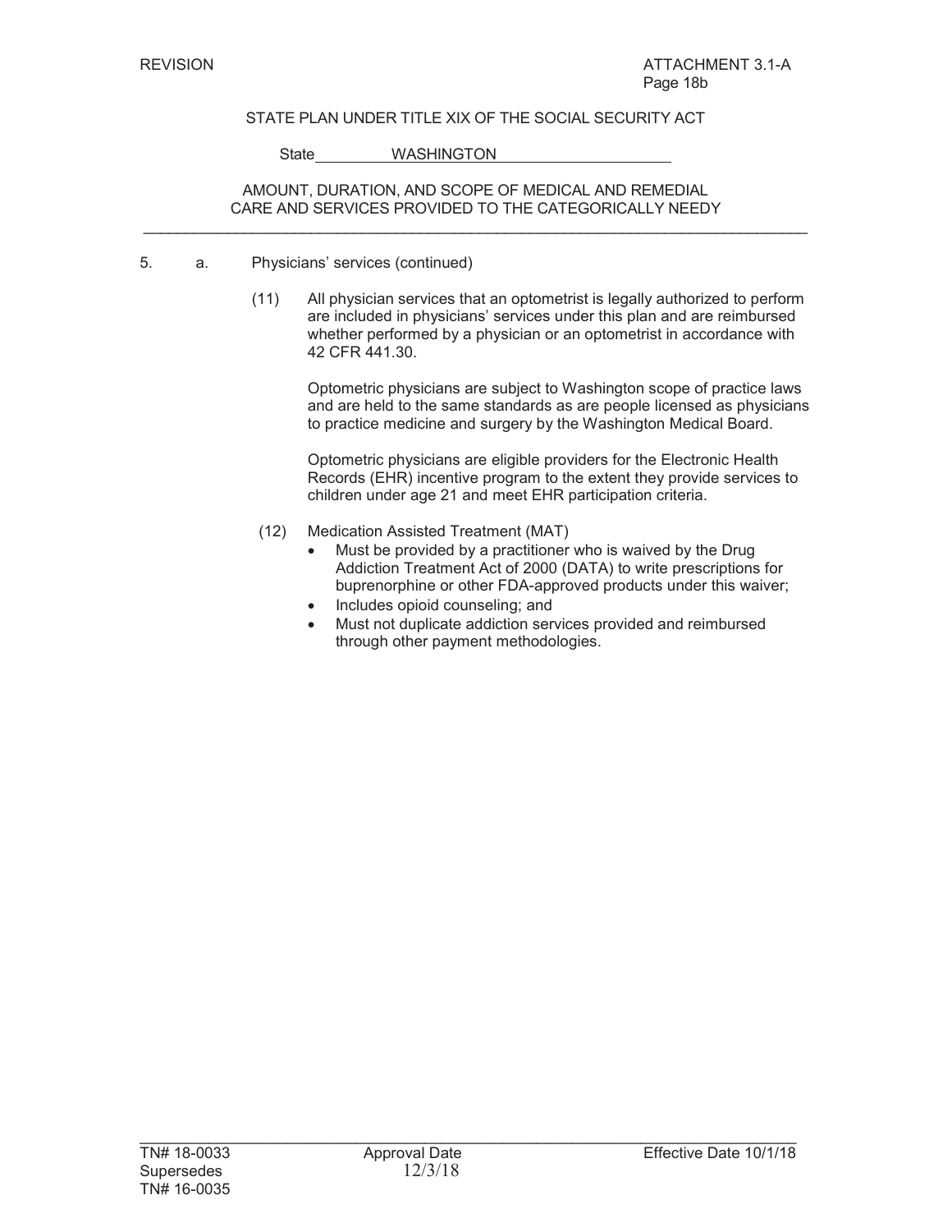REVISION ATTACHMENT 3.1-A
Page 18b

STATE PLAN UNDER TITLE XIX OF THE SOCIAL SECURITY ACT

State WASHINGTON

AMOUNT, DURATION, AND SCOPE OF MEDICAL AND REMEDIAL CARE AND SERVICES PROVIDED TO THE CATEGORICALLY NEEDY

---

5. a. Physicians' services (continued)

(11) All physician services that an optometrist is legally authorized to perform are included in physicians' services under this plan and are reimbursed whether performed by a physician or an optometrist in accordance with 42 CFR 441.30.

Optometric physicians are subject to Washington scope of practice laws and are held to the same standards as are people licensed as physicians to practice medicine and surgery by the Washington Medical Board.

Optometric physicians are eligible providers for the Electronic Health Records (EHR) incentive program to the extent they provide services to children under age 21 and meet EHR participation criteria.

(12) Medication Assisted Treatment (MAT)

- Must be provided by a practitioner who is waived by the Drug Addiction Treatment Act of 2000 (DATA) to write prescriptions for buprenorphine or other FDA-approved products under this waiver;
- Includes opioid counseling; and
- Must not duplicate addiction services provided and reimbursed through other payment methodologies.

---

TN# 18-0033 Approval Date 12/3/18 Effective Date 10/1/18
Supersedes
TN# 16-0035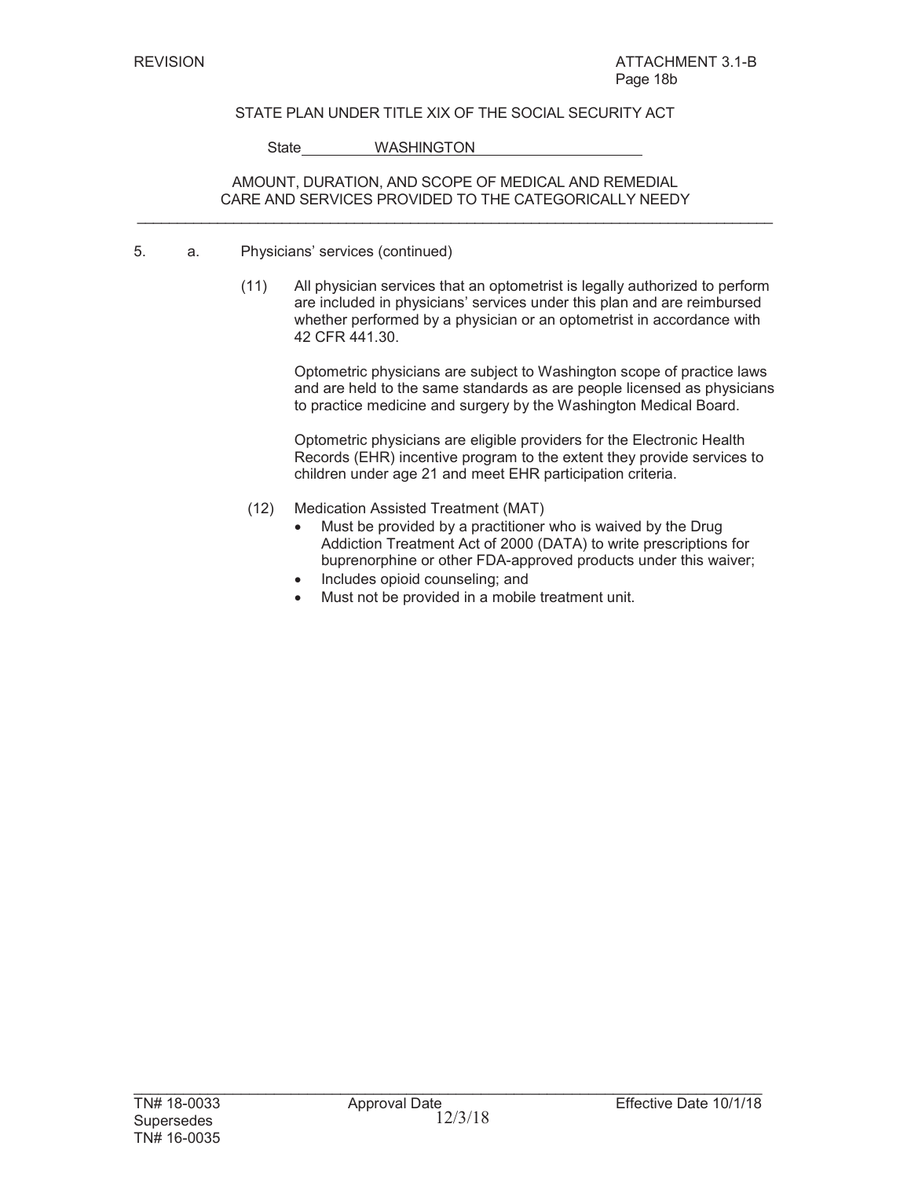STATE PLAN UNDER TITLE XIX OF THE SOCIAL SECURITY ACT

State WASHINGTON

AMOUNT, DURATION, AND SCOPE OF MEDICAL AND REMEDIAL CARE AND SERVICES PROVIDED TO THE CATEGORICALLY NEEDY

5. a. Physicians' services (continued)

(11) All physician services that an optometrist is legally authorized to perform are included in physicians' services under this plan and are reimbursed whether performed by a physician or an optometrist in accordance with 42 CFR 441.30.

Optometric physicians are subject to Washington scope of practice laws and are held to the same standards as are people licensed as physicians to practice medicine and surgery by the Washington Medical Board.

Optometric physicians are eligible providers for the Electronic Health Records (EHR) incentive program to the extent they provide services to children under age 21 and meet EHR participation criteria.

(12) Medication Assisted Treatment (MAT)

- Must be provided by a practitioner who is waived by the Drug Addiction Treatment Act of 2000 (DATA) to write prescriptions for buprenorphine or other FDA-approved products under this waiver;
- Includes opioid counseling; and
- Must not be provided in a mobile treatment unit.

TN# 18-0033 Supersedes TN# 16-0035 | Approval Date 12/3/18 | Effective Date 10/1/18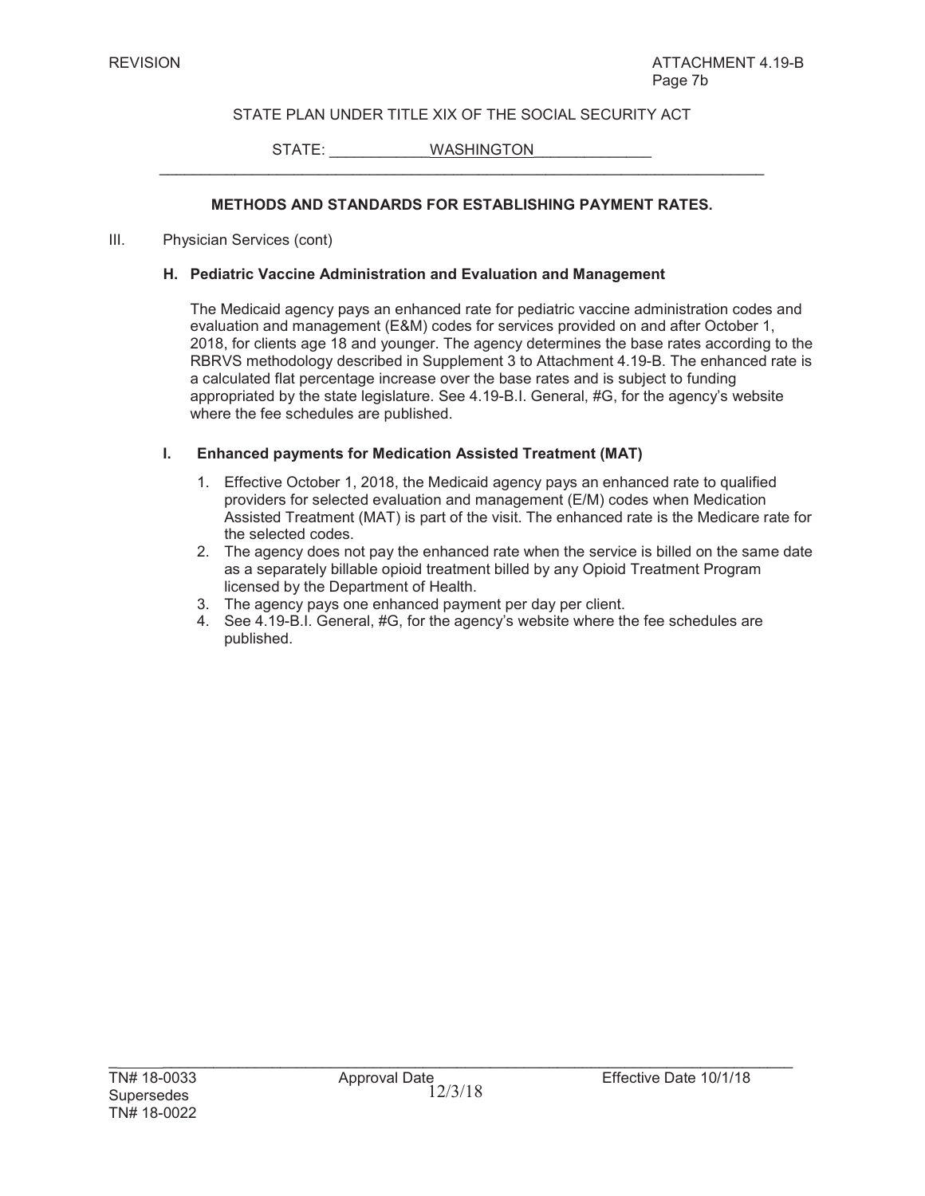REVISION

ATTACHMENT 4.19-B
Page 7b

STATE PLAN UNDER TITLE XIX OF THE SOCIAL SECURITY ACT

STATE: WASHINGTON

**METHODS AND STANDARDS FOR ESTABLISHING PAYMENT RATES.**

III. Physician Services (cont)

**H. Pediatric Vaccine Administration and Evaluation and Management**

The Medicaid agency pays an enhanced rate for pediatric vaccine administration codes and evaluation and management (E&M) codes for services provided on and after October 1, 2018, for clients age 18 and younger. The agency determines the base rates according to the RBRVS methodology described in Supplement 3 to Attachment 4.19-B. The enhanced rate is a calculated flat percentage increase over the base rates and is subject to funding appropriated by the state legislature. See 4.19-B.I. General, #G, for the agency's website where the fee schedules are published.

**I. Enhanced payments for Medication Assisted Treatment (MAT)**

1. Effective October 1, 2018, the Medicaid agency pays an enhanced rate to qualified providers for selected evaluation and management (E/M) codes when Medication Assisted Treatment (MAT) is part of the visit. The enhanced rate is the Medicare rate for the selected codes.
2. The agency does not pay the enhanced rate when the service is billed on the same date as a separately billable opioid treatment billed by any Opioid Treatment Program licensed by the Department of Health.
3. The agency pays one enhanced payment per day per client.
4. See 4.19-B.I. General, #G, for the agency's website where the fee schedules are published.

TN# 18-0033 Approval Date 12/3/18 Effective Date 10/1/18
Supersedes
TN# 18-0022